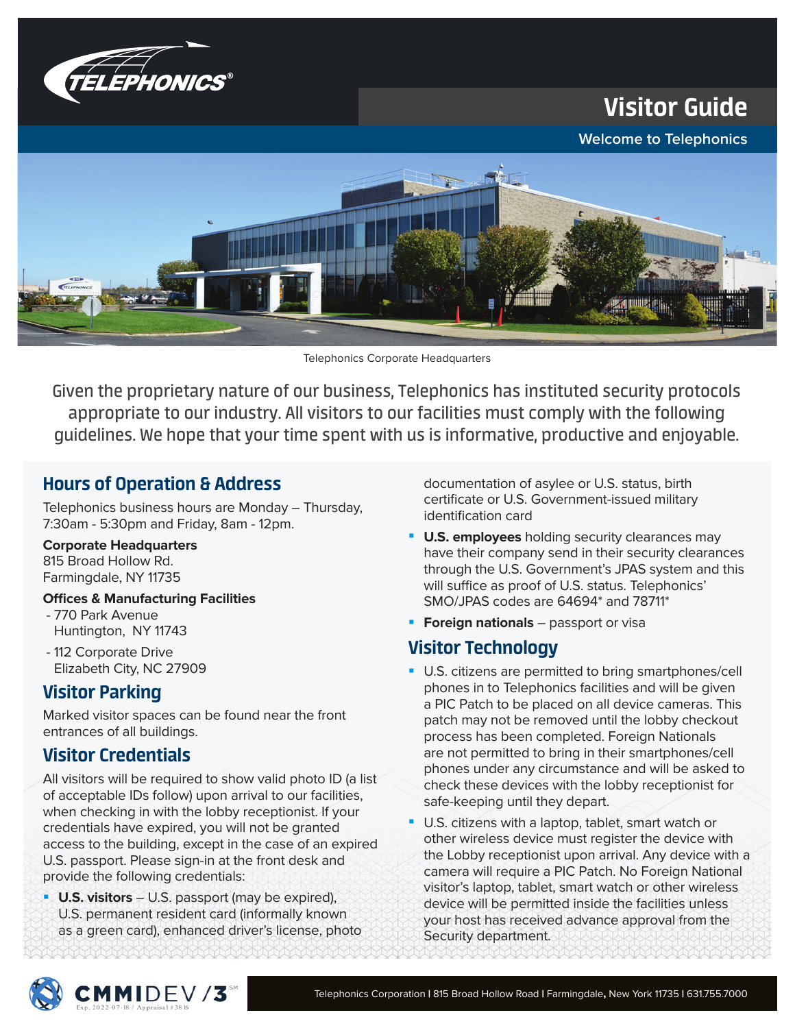# Visitor Guide

**Welcome to Telephonics**

Telephonics Corporate Headquarters

Given the proprietary nature of our business, Telephonics has instituted security protocols appropriate to our industry. All visitors to our facilities must comply with the following guidelines. We hope that your time spent with us is informative, productive and enjoyable.

## Hours of Operation & Address

Telephonics business hours are Monday – Thursday, 7:30am - 5:30pm and Friday, 8am - 12pm.

**Corporate Headquarters**
815 Broad Hollow Rd.
Farmingdale, NY 11735

**Offices & Manufacturing Facilities**

- 770 Park Avenue
  Huntington, NY 11743
- 112 Corporate Drive
  Elizabeth City, NC 27909

## Visitor Parking

Marked visitor spaces can be found near the front entrances of all buildings.

## Visitor Credentials

All visitors will be required to show valid photo ID (a list of acceptable IDs follow) upon arrival to our facilities, when checking in with the lobby receptionist. If your credentials have expired, you will not be granted access to the building, except in the case of an expired U.S. passport. Please sign-in at the front desk and provide the following credentials:

- **U.S. visitors** – U.S. passport (may be expired), U.S. permanent resident card (informally known as a green card), enhanced driver's license, photo documentation of asylee or U.S. status, birth certificate or U.S. Government-issued military identification card
- **U.S. employees** holding security clearances may have their company send in their security clearances through the U.S. Government's JPAS system and this will suffice as proof of U.S. status. Telephonics' SMO/JPAS codes are 64694* and 78711*
- **Foreign nationals** – passport or visa

## Visitor Technology

- U.S. citizens are permitted to bring smartphones/cell phones in to Telephonics facilities and will be given a PIC Patch to be placed on all device cameras. This patch may not be removed until the lobby checkout process has been completed. Foreign Nationals are not permitted to bring in their smartphones/cell phones under any circumstance and will be asked to check these devices with the lobby receptionist for safe-keeping until they depart.
- U.S. citizens with a laptop, tablet, smart watch or other wireless device must register the device with the Lobby receptionist upon arrival. Any device with a camera will require a PIC Patch. No Foreign National visitor's laptop, tablet, smart watch or other wireless device will be permitted inside the facilities unless your host has received advance approval from the Security department.

CMMIDEV/3 Exp. 2022-07-18 / Appraisal #3816

Telephonics Corporation | 815 Broad Hollow Road | Farmingdale, New York 11735 | 631.755.7000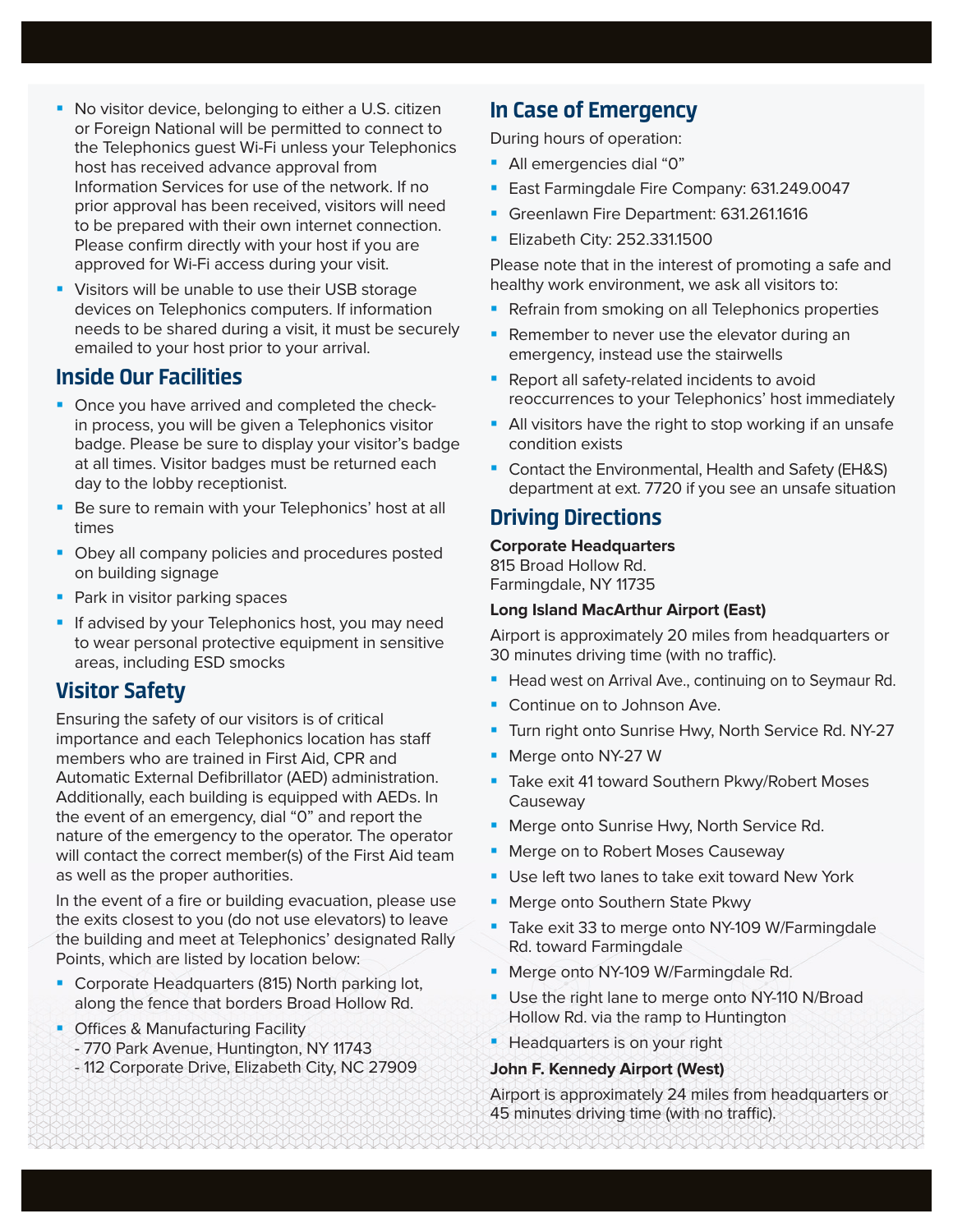- No visitor device, belonging to either a U.S. citizen or Foreign National will be permitted to connect to the Telephonics guest Wi-Fi unless your Telephonics host has received advance approval from Information Services for use of the network. If no prior approval has been received, visitors will need to be prepared with their own internet connection. Please confirm directly with your host if you are approved for Wi-Fi access during your visit.
- Visitors will be unable to use their USB storage devices on Telephonics computers. If information needs to be shared during a visit, it must be securely emailed to your host prior to your arrival.

## Inside Our Facilities

- Once you have arrived and completed the check-in process, you will be given a Telephonics visitor badge. Please be sure to display your visitor's badge at all times. Visitor badges must be returned each day to the lobby receptionist.
- Be sure to remain with your Telephonics' host at all times
- Obey all company policies and procedures posted on building signage
- Park in visitor parking spaces
- If advised by your Telephonics host, you may need to wear personal protective equipment in sensitive areas, including ESD smocks

## Visitor Safety

Ensuring the safety of our visitors is of critical importance and each Telephonics location has staff members who are trained in First Aid, CPR and Automatic External Defibrillator (AED) administration. Additionally, each building is equipped with AEDs. In the event of an emergency, dial "0" and report the nature of the emergency to the operator. The operator will contact the correct member(s) of the First Aid team as well as the proper authorities.

In the event of a fire or building evacuation, please use the exits closest to you (do not use elevators) to leave the building and meet at Telephonics' designated Rally Points, which are listed by location below:

- Corporate Headquarters (815) North parking lot, along the fence that borders Broad Hollow Rd.
- Offices & Manufacturing Facility
  - 770 Park Avenue, Huntington, NY 11743
  - 112 Corporate Drive, Elizabeth City, NC 27909

## In Case of Emergency

During hours of operation:

- All emergencies dial "0"
- East Farmingdale Fire Company: 631.249.0047
- Greenlawn Fire Department: 631.261.1616
- Elizabeth City: 252.331.1500

Please note that in the interest of promoting a safe and healthy work environment, we ask all visitors to:

- Refrain from smoking on all Telephonics properties
- Remember to never use the elevator during an emergency, instead use the stairwells
- Report all safety-related incidents to avoid reoccurrences to your Telephonics' host immediately
- All visitors have the right to stop working if an unsafe condition exists
- Contact the Environmental, Health and Safety (EH&S) department at ext. 7720 if you see an unsafe situation

## Driving Directions

**Corporate Headquarters**
815 Broad Hollow Rd.
Farmingdale, NY 11735

**Long Island MacArthur Airport (East)**

Airport is approximately 20 miles from headquarters or 30 minutes driving time (with no traffic).

- Head west on Arrival Ave., continuing on to Seymaur Rd.
- Continue on to Johnson Ave.
- Turn right onto Sunrise Hwy, North Service Rd. NY-27
- Merge onto NY-27 W
- Take exit 41 toward Southern Pkwy/Robert Moses Causeway
- Merge onto Sunrise Hwy, North Service Rd.
- Merge on to Robert Moses Causeway
- Use left two lanes to take exit toward New York
- Merge onto Southern State Pkwy
- Take exit 33 to merge onto NY-109 W/Farmingdale Rd. toward Farmingdale
- Merge onto NY-109 W/Farmingdale Rd.
- Use the right lane to merge onto NY-110 N/Broad Hollow Rd. via the ramp to Huntington
- Headquarters is on your right

**John F. Kennedy Airport (West)**

Airport is approximately 24 miles from headquarters or 45 minutes driving time (with no traffic).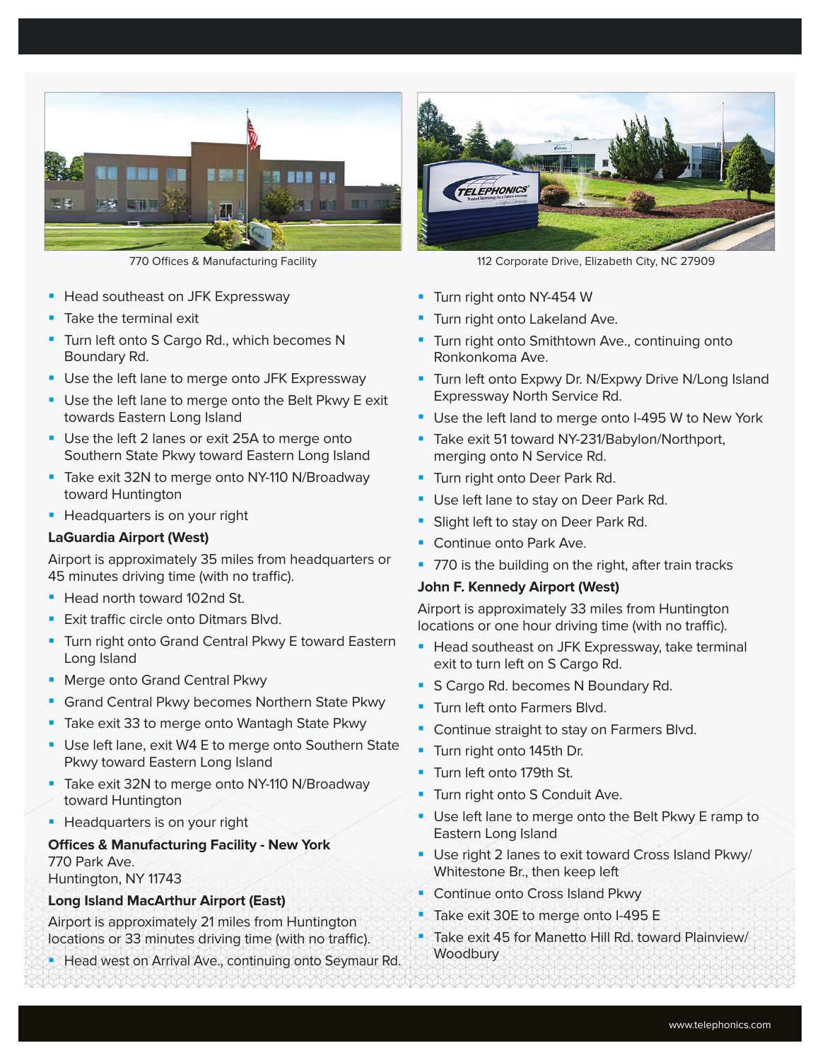770 Offices & Manufacturing Facility

112 Corporate Drive, Elizabeth City, NC 27909

- Head southeast on JFK Expressway
- Take the terminal exit
- Turn left onto S Cargo Rd., which becomes N Boundary Rd.
- Use the left lane to merge onto JFK Expressway
- Use the left lane to merge onto the Belt Pkwy E exit towards Eastern Long Island
- Use the left 2 lanes or exit 25A to merge onto Southern State Pkwy toward Eastern Long Island
- Take exit 32N to merge onto NY-110 N/Broadway toward Huntington
- Headquarters is on your right

**LaGuardia Airport (West)**

Airport is approximately 35 miles from headquarters or 45 minutes driving time (with no traffic).

- Head north toward 102nd St.
- Exit traffic circle onto Ditmars Blvd.
- Turn right onto Grand Central Pkwy E toward Eastern Long Island
- Merge onto Grand Central Pkwy
- Grand Central Pkwy becomes Northern State Pkwy
- Take exit 33 to merge onto Wantagh State Pkwy
- Use left lane, exit W4 E to merge onto Southern State Pkwy toward Eastern Long Island
- Take exit 32N to merge onto NY-110 N/Broadway toward Huntington
- Headquarters is on your right

**Offices & Manufacturing Facility - New York**
770 Park Ave.
Huntington, NY 11743

**Long Island MacArthur Airport (East)**

Airport is approximately 21 miles from Huntington locations or 33 minutes driving time (with no traffic).

- Head west on Arrival Ave., continuing onto Seymaur Rd.
- Turn right onto NY-454 W
- Turn right onto Lakeland Ave.
- Turn right onto Smithtown Ave., continuing onto Ronkonkoma Ave.
- Turn left onto Expwy Dr. N/Expwy Drive N/Long Island Expressway North Service Rd.
- Use the left land to merge onto I-495 W to New York
- Take exit 51 toward NY-231/Babylon/Northport, merging onto N Service Rd.
- Turn right onto Deer Park Rd.
- Use left lane to stay on Deer Park Rd.
- Slight left to stay on Deer Park Rd.
- Continue onto Park Ave.
- 770 is the building on the right, after train tracks

**John F. Kennedy Airport (West)**

Airport is approximately 33 miles from Huntington locations or one hour driving time (with no traffic).

- Head southeast on JFK Expressway, take terminal exit to turn left on S Cargo Rd.
- S Cargo Rd. becomes N Boundary Rd.
- Turn left onto Farmers Blvd.
- Continue straight to stay on Farmers Blvd.
- Turn right onto 145th Dr.
- Turn left onto 179th St.
- Turn right onto S Conduit Ave.
- Use left lane to merge onto the Belt Pkwy E ramp to Eastern Long Island
- Use right 2 lanes to exit toward Cross Island Pkwy/ Whitestone Br., then keep left
- Continue onto Cross Island Pkwy
- Take exit 30E to merge onto I-495 E
- Take exit 45 for Manetto Hill Rd. toward Plainview/ Woodbury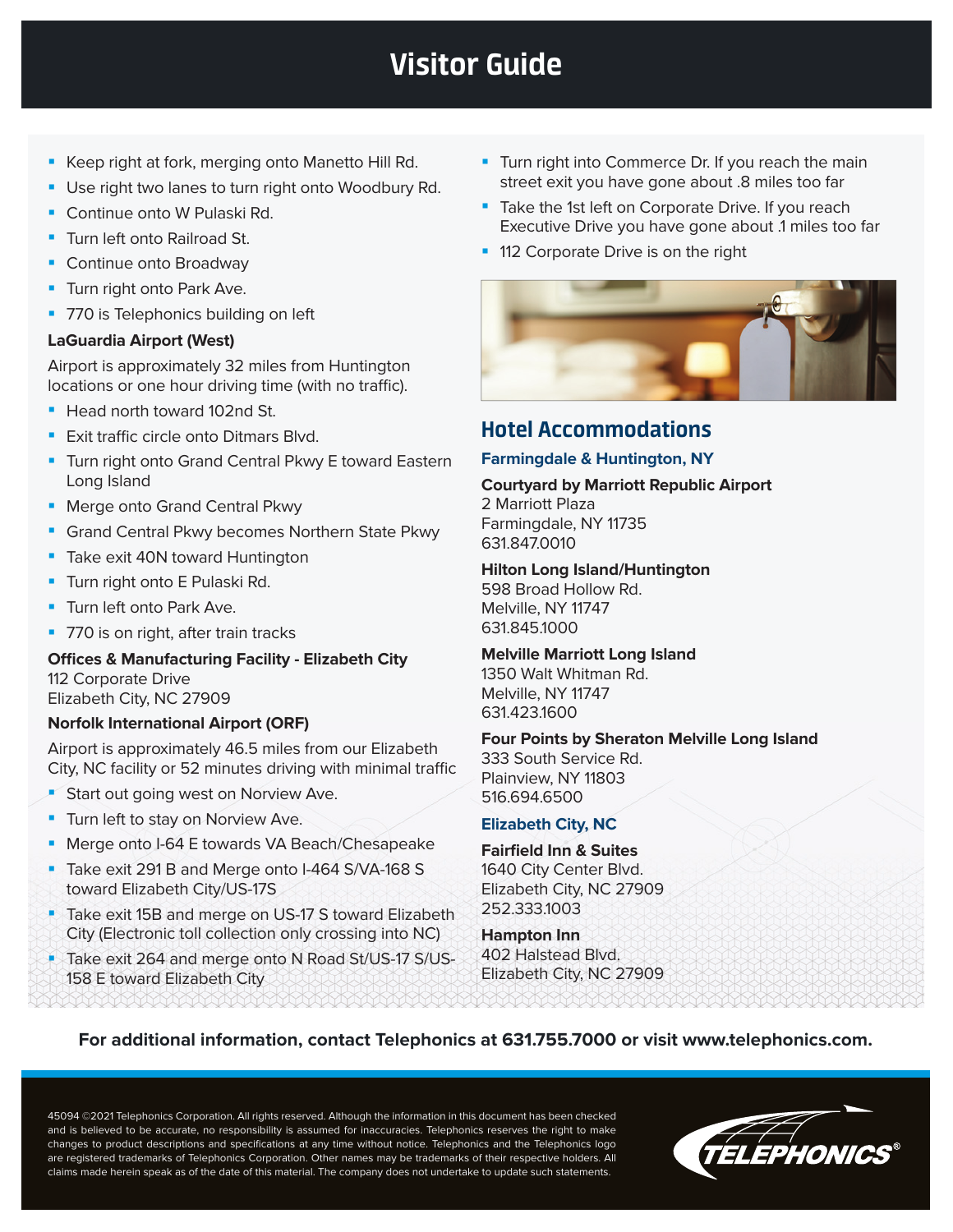# Visitor Guide

- Keep right at fork, merging onto Manetto Hill Rd.
- Use right two lanes to turn right onto Woodbury Rd.
- Continue onto W Pulaski Rd.
- Turn left onto Railroad St.
- Continue onto Broadway
- Turn right onto Park Ave.
- 770 is Telephonics building on left

**LaGuardia Airport (West)**

Airport is approximately 32 miles from Huntington locations or one hour driving time (with no traffic).

- Head north toward 102nd St.
- Exit traffic circle onto Ditmars Blvd.
- Turn right onto Grand Central Pkwy E toward Eastern Long Island
- Merge onto Grand Central Pkwy
- Grand Central Pkwy becomes Northern State Pkwy
- Take exit 40N toward Huntington
- Turn right onto E Pulaski Rd.
- Turn left onto Park Ave.
- 770 is on right, after train tracks

**Offices & Manufacturing Facility - Elizabeth City**
112 Corporate Drive
Elizabeth City, NC 27909

**Norfolk International Airport (ORF)**

Airport is approximately 46.5 miles from our Elizabeth City, NC facility or 52 minutes driving with minimal traffic

- Start out going west on Norview Ave.
- Turn left to stay on Norview Ave.
- Merge onto I-64 E towards VA Beach/Chesapeake
- Take exit 291 B and Merge onto I-464 S/VA-168 S toward Elizabeth City/US-17S
- Take exit 15B and merge on US-17 S toward Elizabeth City (Electronic toll collection only crossing into NC)
- Take exit 264 and merge onto N Road St/US-17 S/US-158 E toward Elizabeth City
- Turn right into Commerce Dr. If you reach the main street exit you have gone about .8 miles too far
- Take the 1st left on Corporate Drive. If you reach Executive Drive you have gone about .1 miles too far
- 112 Corporate Drive is on the right

## Hotel Accommodations

### Farmingdale & Huntington, NY

**Courtyard by Marriott Republic Airport**
2 Marriott Plaza
Farmingdale, NY 11735
631.847.0010

**Hilton Long Island/Huntington**
598 Broad Hollow Rd.
Melville, NY 11747
631.845.1000

**Melville Marriott Long Island**
1350 Walt Whitman Rd.
Melville, NY 11747
631.423.1600

**Four Points by Sheraton Melville Long Island**
333 South Service Rd.
Plainview, NY 11803
516.694.6500

### Elizabeth City, NC

**Fairfield Inn & Suites**
1640 City Center Blvd.
Elizabeth City, NC 27909
252.333.1003

**Hampton Inn**
402 Halstead Blvd.
Elizabeth City, NC 27909

**For additional information, contact Telephonics at 631.755.7000 or visit www.telephonics.com.**

45094 ©2021 Telephonics Corporation. All rights reserved. Although the information in this document has been checked and is believed to be accurate, no responsibility is assumed for inaccuracies. Telephonics reserves the right to make changes to product descriptions and specifications at any time without notice. Telephonics and the Telephonics logo are registered trademarks of Telephonics Corporation. Other names may be trademarks of their respective holders. All claims made herein speak as of the date of this material. The company does not undertake to update such statements.

TELEPHONICS®